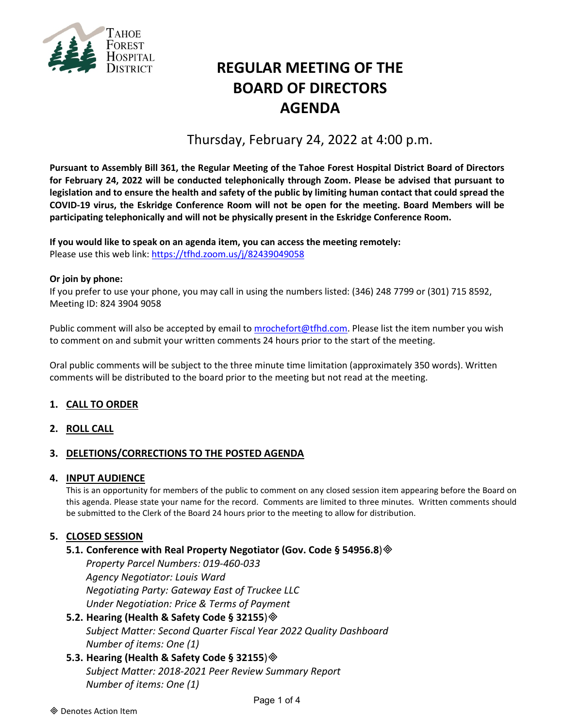Tahoe Forest Hospital District

# REGULAR MEETING OF THE BOARD OF DIRECTORS AGENDA

Thursday, February 24, 2022 at 4:00 p.m.

**Pursuant to Assembly Bill 361, the Regular Meeting of the Tahoe Forest Hospital District Board of Directors for February 24, 2022 will be conducted telephonically through Zoom. Please be advised that pursuant to legislation and to ensure the health and safety of the public by limiting human contact that could spread the COVID-19 virus, the Eskridge Conference Room will not be open for the meeting. Board Members will be participating telephonically and will not be physically present in the Eskridge Conference Room.**

**If you would like to speak on an agenda item, you can access the meeting remotely:**
Please use this web link: https://tfhd.zoom.us/j/82439049058

**Or join by phone:**
If you prefer to use your phone, you may call in using the numbers listed: (346) 248 7799 or (301) 715 8592, Meeting ID: 824 3904 9058

Public comment will also be accepted by email to mrochefort@tfhd.com. Please list the item number you wish to comment on and submit your written comments 24 hours prior to the start of the meeting.

Oral public comments will be subject to the three minute time limitation (approximately 350 words). Written comments will be distributed to the board prior to the meeting but not read at the meeting.

## 1. CALL TO ORDER

## 2. ROLL CALL

## 3. DELETIONS/CORRECTIONS TO THE POSTED AGENDA

## 4. INPUT AUDIENCE

This is an opportunity for members of the public to comment on any closed session item appearing before the Board on this agenda. Please state your name for the record. Comments are limited to three minutes. Written comments should be submitted to the Clerk of the Board 24 hours prior to the meeting to allow for distribution.

## 5. CLOSED SESSION

### 5.1. Conference with Real Property Negotiator (Gov. Code § 54956.8)◈

*Property Parcel Numbers: 019-460-033*
*Agency Negotiator: Louis Ward*
*Negotiating Party: Gateway East of Truckee LLC*
*Under Negotiation: Price & Terms of Payment*

### 5.2. Hearing (Health & Safety Code § 32155)◈

*Subject Matter: Second Quarter Fiscal Year 2022 Quality Dashboard*
*Number of items: One (1)*

### 5.3. Hearing (Health & Safety Code § 32155)◈

*Subject Matter: 2018-2021 Peer Review Summary Report*
*Number of items: One (1)*

◈ Denotes Action Item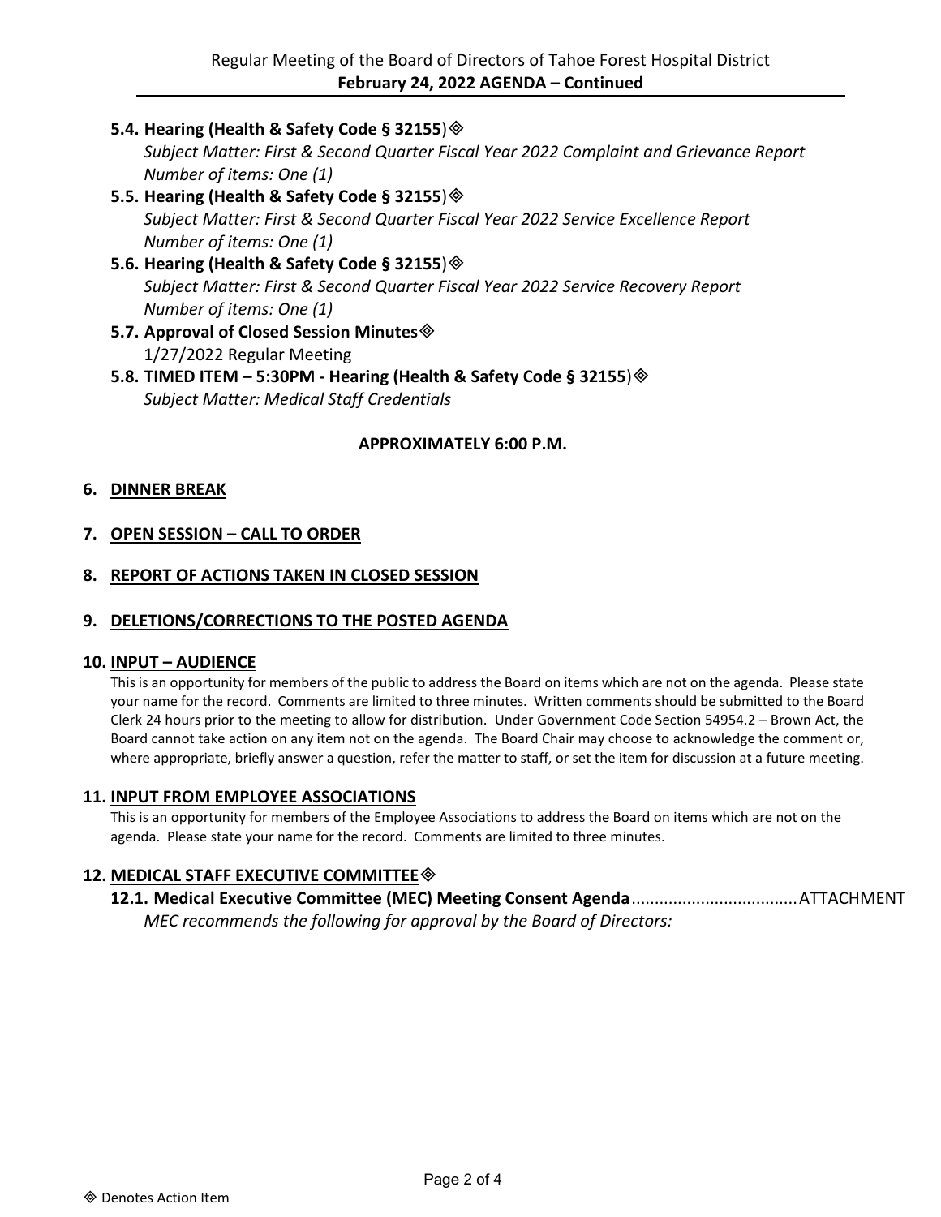**5.4. Hearing (Health & Safety Code § 32155)** ◈
*Subject Matter: First & Second Quarter Fiscal Year 2022 Complaint and Grievance Report*
*Number of items: One (1)*

**5.5. Hearing (Health & Safety Code § 32155)** ◈
*Subject Matter: First & Second Quarter Fiscal Year 2022 Service Excellence Report*
*Number of items: One (1)*

**5.6. Hearing (Health & Safety Code § 32155)** ◈
*Subject Matter: First & Second Quarter Fiscal Year 2022 Service Recovery Report*
*Number of items: One (1)*

**5.7. Approval of Closed Session Minutes** ◈
1/27/2022 Regular Meeting

**5.8. TIMED ITEM – 5:30PM - Hearing (Health & Safety Code § 32155)** ◈
*Subject Matter: Medical Staff Credentials*

**APPROXIMATELY 6:00 P.M.**

## 6. DINNER BREAK

## 7. OPEN SESSION – CALL TO ORDER

## 8. REPORT OF ACTIONS TAKEN IN CLOSED SESSION

## 9. DELETIONS/CORRECTIONS TO THE POSTED AGENDA

## 10. INPUT – AUDIENCE

This is an opportunity for members of the public to address the Board on items which are not on the agenda. Please state your name for the record. Comments are limited to three minutes. Written comments should be submitted to the Board Clerk 24 hours prior to the meeting to allow for distribution. Under Government Code Section 54954.2 – Brown Act, the Board cannot take action on any item not on the agenda. The Board Chair may choose to acknowledge the comment or, where appropriate, briefly answer a question, refer the matter to staff, or set the item for discussion at a future meeting.

## 11. INPUT FROM EMPLOYEE ASSOCIATIONS

This is an opportunity for members of the Employee Associations to address the Board on items which are not on the agenda. Please state your name for the record. Comments are limited to three minutes.

## 12. MEDICAL STAFF EXECUTIVE COMMITTEE ◈

**12.1. Medical Executive Committee (MEC) Meeting Consent Agenda**.................................... ATTACHMENT
*MEC recommends the following for approval by the Board of Directors:*

◈ Denotes Action Item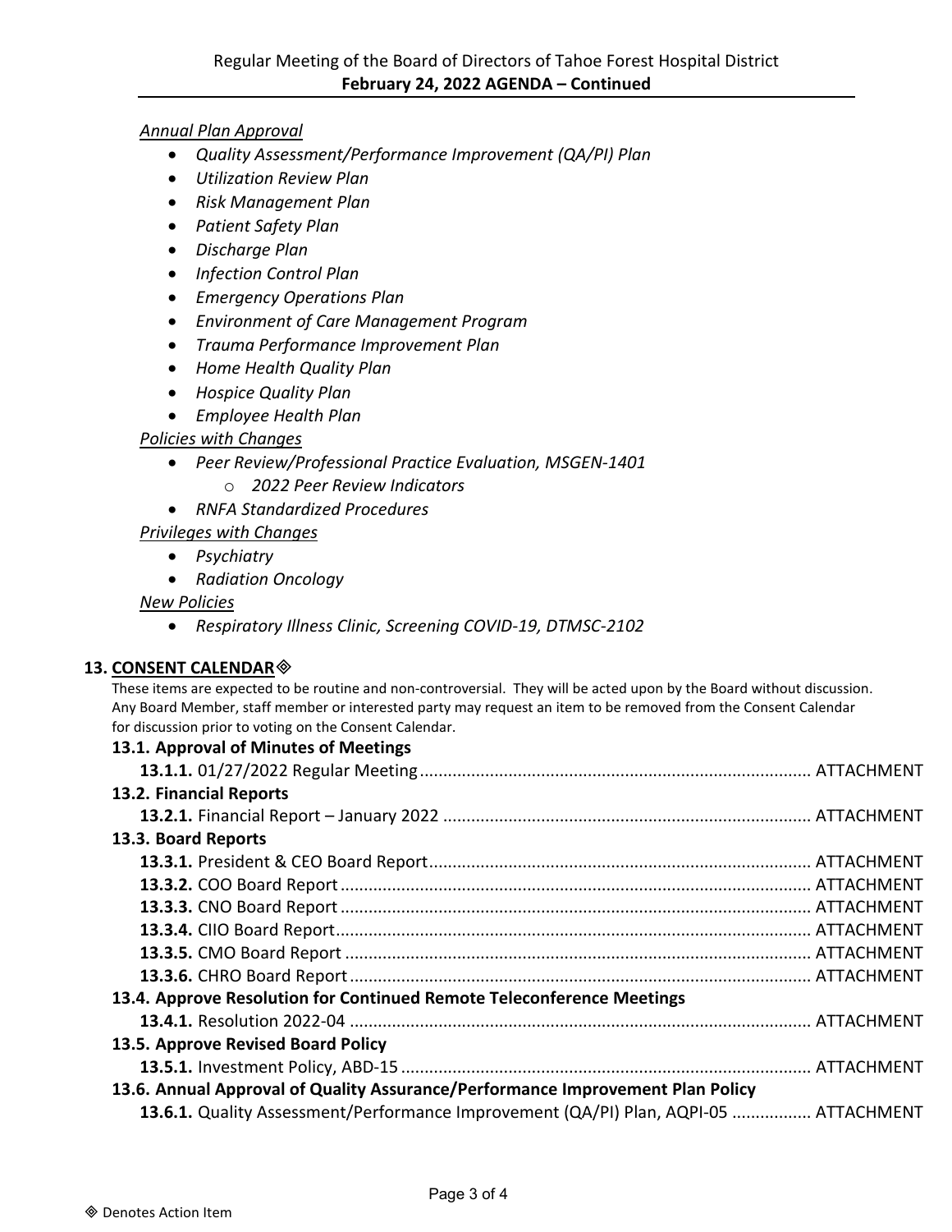*Annual Plan Approval*

- *Quality Assessment/Performance Improvement (QA/PI) Plan*
- *Utilization Review Plan*
- *Risk Management Plan*
- *Patient Safety Plan*
- *Discharge Plan*
- *Infection Control Plan*
- *Emergency Operations Plan*
- *Environment of Care Management Program*
- *Trauma Performance Improvement Plan*
- *Home Health Quality Plan*
- *Hospice Quality Plan*
- *Employee Health Plan*

*Policies with Changes*

- *Peer Review/Professional Practice Evaluation, MSGEN-1401*
  - *2022 Peer Review Indicators*
- *RNFA Standardized Procedures*

*Privileges with Changes*

- *Psychiatry*
- *Radiation Oncology*

*New Policies*

- *Respiratory Illness Clinic, Screening COVID-19, DTMSC-2102*

## 13. CONSENT CALENDAR ◈

These items are expected to be routine and non-controversial. They will be acted upon by the Board without discussion. Any Board Member, staff member or interested party may request an item to be removed from the Consent Calendar for discussion prior to voting on the Consent Calendar.

**13.1. Approval of Minutes of Meetings**

**13.1.1.** 01/27/2022 Regular Meeting ................................................ ATTACHMENT

**13.2. Financial Reports**

**13.2.1.** Financial Report – January 2022 ................................................ ATTACHMENT

**13.3. Board Reports**

**13.3.1.** President & CEO Board Report ................................................ ATTACHMENT

**13.3.2.** COO Board Report ................................................ ATTACHMENT

**13.3.3.** CNO Board Report ................................................ ATTACHMENT

**13.3.4.** CIIO Board Report ................................................ ATTACHMENT

**13.3.5.** CMO Board Report ................................................ ATTACHMENT

**13.3.6.** CHRO Board Report ................................................ ATTACHMENT

**13.4. Approve Resolution for Continued Remote Teleconference Meetings**

**13.4.1.** Resolution 2022-04 ................................................ ATTACHMENT

**13.5. Approve Revised Board Policy**

**13.5.1.** Investment Policy, ABD-15 ................................................ ATTACHMENT

**13.6. Annual Approval of Quality Assurance/Performance Improvement Plan Policy**

**13.6.1.** Quality Assessment/Performance Improvement (QA/PI) Plan, AQPI-05 ................ ATTACHMENT

◈ Denotes Action Item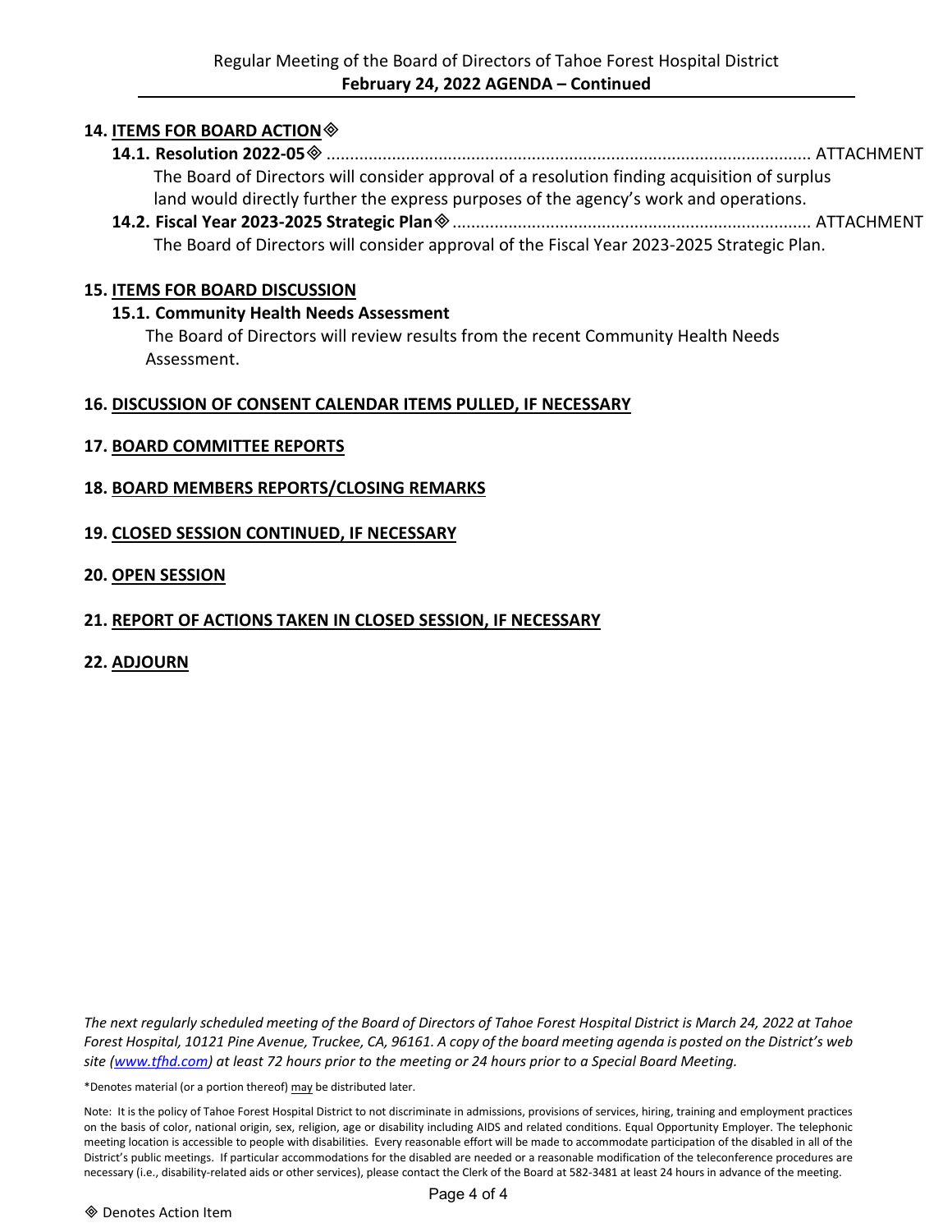**14. ITEMS FOR BOARD ACTION ◈**

**14.1. Resolution 2022-05 ◈** ........................................................................................................ ATTACHMENT

The Board of Directors will consider approval of a resolution finding acquisition of surplus land would directly further the express purposes of the agency's work and operations.

**14.2. Fiscal Year 2023-2025 Strategic Plan ◈** ............................................................................. ATTACHMENT

The Board of Directors will consider approval of the Fiscal Year 2023-2025 Strategic Plan.

**15. ITEMS FOR BOARD DISCUSSION**

**15.1. Community Health Needs Assessment**

The Board of Directors will review results from the recent Community Health Needs Assessment.

**16. DISCUSSION OF CONSENT CALENDAR ITEMS PULLED, IF NECESSARY**

**17. BOARD COMMITTEE REPORTS**

**18. BOARD MEMBERS REPORTS/CLOSING REMARKS**

**19. CLOSED SESSION CONTINUED, IF NECESSARY**

**20. OPEN SESSION**

**21. REPORT OF ACTIONS TAKEN IN CLOSED SESSION, IF NECESSARY**

**22. ADJOURN**

*The next regularly scheduled meeting of the Board of Directors of Tahoe Forest Hospital District is March 24, 2022 at Tahoe Forest Hospital, 10121 Pine Avenue, Truckee, CA, 96161. A copy of the board meeting agenda is posted on the District's web site (www.tfhd.com) at least 72 hours prior to the meeting or 24 hours prior to a Special Board Meeting.*

*Denotes material (or a portion thereof) may be distributed later.

Note: It is the policy of Tahoe Forest Hospital District to not discriminate in admissions, provisions of services, hiring, training and employment practices on the basis of color, national origin, sex, religion, age or disability including AIDS and related conditions. Equal Opportunity Employer. The telephonic meeting location is accessible to people with disabilities. Every reasonable effort will be made to accommodate participation of the disabled in all of the District's public meetings. If particular accommodations for the disabled are needed or a reasonable modification of the teleconference procedures are necessary (i.e., disability-related aids or other services), please contact the Clerk of the Board at 582-3481 at least 24 hours in advance of the meeting.

◈ Denotes Action Item